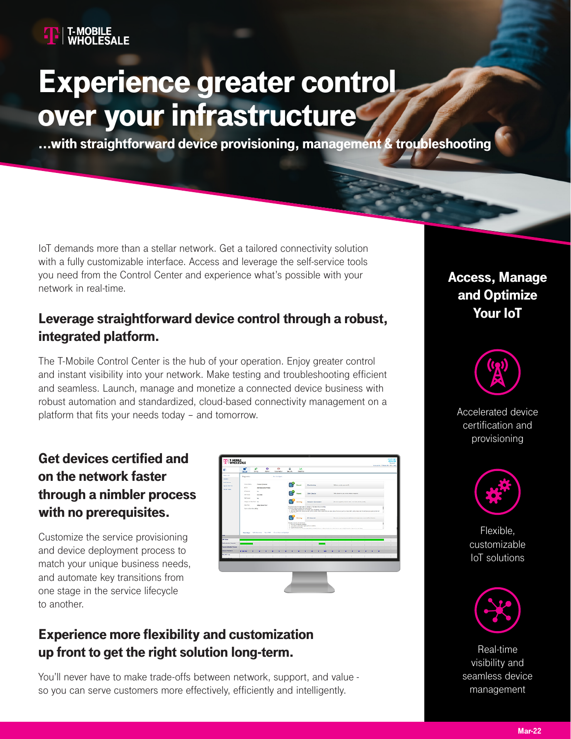T-MOBILE WHOLESALE

# Experience greater control over your infrastructure

**...with straightforward device provisioning, management & troubleshooting**

IoT demands more than a stellar network. Get a tailored connectivity solution with a fully customizable interface. Access and leverage the self-service tools you need from the Control Center and experience what's possible with your network in real-time.

## Leverage straightforward device control through a robust, integrated platform.

The T-Mobile Control Center is the hub of your operation. Enjoy greater control and instant visibility into your network. Make testing and troubleshooting efficient and seamless. Launch, manage and monetize a connected device business with robust automation and standardized, cloud-based connectivity management on a platform that fits your needs today – and tomorrow.

## Get devices certified and on the network faster through a nimbler process with no prerequisites.

Customize the service provisioning and device deployment process to match your unique business needs, and automate key transitions from one stage in the service lifecycle to another.

## Experience more flexibility and customization up front to get the right solution long-term.

You'll never have to make trade-offs between network, support, and value - so you can serve customers more effectively, efficiently and intelligently.

## Access, Manage and Optimize Your IoT

Accelerated device certification and provisioning

Flexible, customizable IoT solutions

Real-time visibility and seamless device management

Mar-22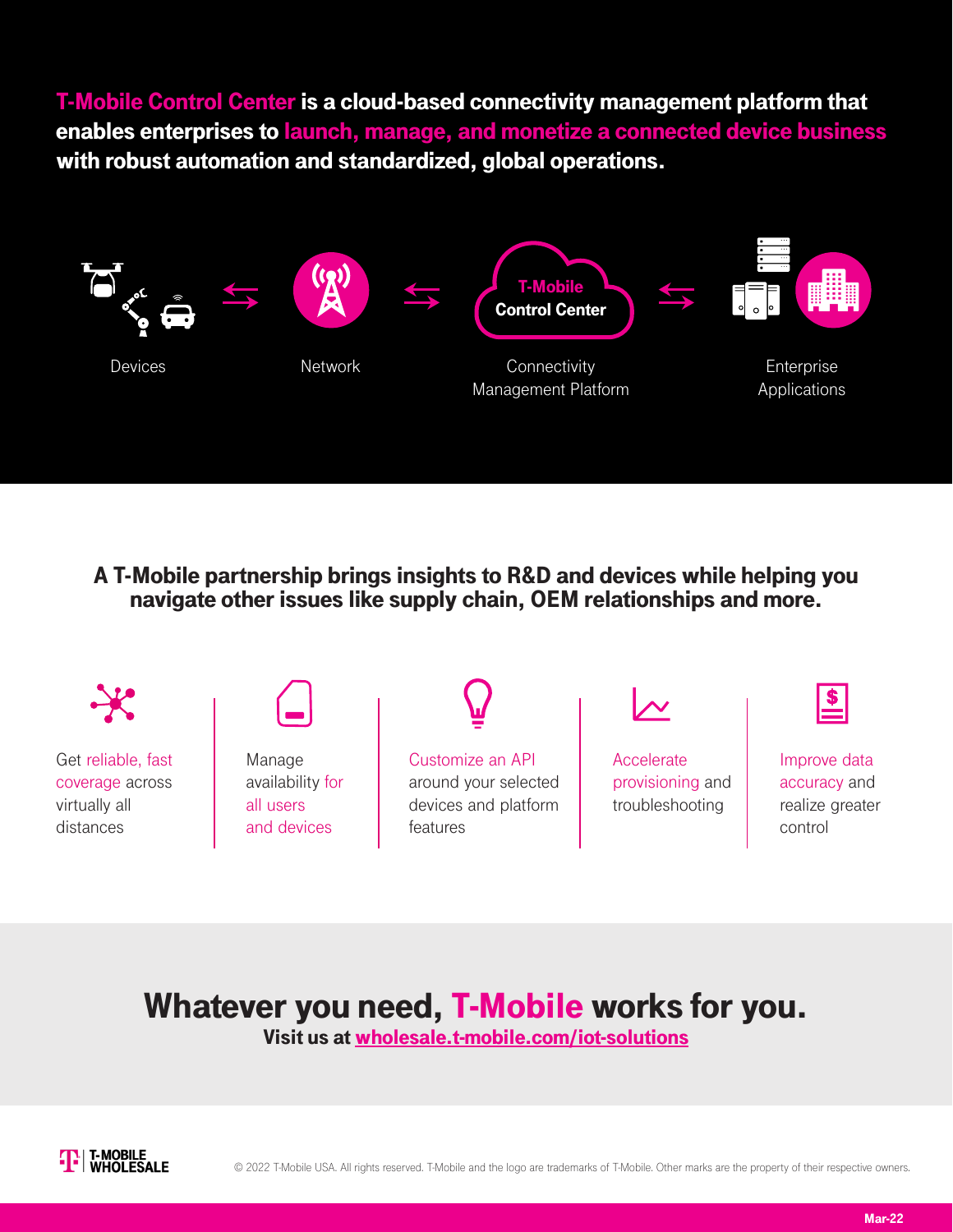**T-Mobile Control Center is a cloud-based connectivity management platform that enables enterprises to launch, manage, and monetize a connected device business with robust automation and standardized, global operations.**

Devices

Network

T-Mobile Control Center

Connectivity Management Platform

Enterprise Applications

## A T-Mobile partnership brings insights to R&D and devices while helping you navigate other issues like supply chain, OEM relationships and more.

- Get reliable, fast coverage across virtually all distances
- Manage availability for all users and devices
- Customize an API around your selected devices and platform features
- Accelerate provisioning and troubleshooting
- Improve data accuracy and realize greater control

# Whatever you need, T-Mobile works for you.

**Visit us at [wholesale.t-mobile.com/iot-solutions](wholesale.t-mobile.com/iot-solutions)**

T-MOBILE WHOLESALE

© 2022 T-Mobile USA. All rights reserved. T-Mobile and the logo are trademarks of T-Mobile. Other marks are the property of their respective owners.

Mar-22